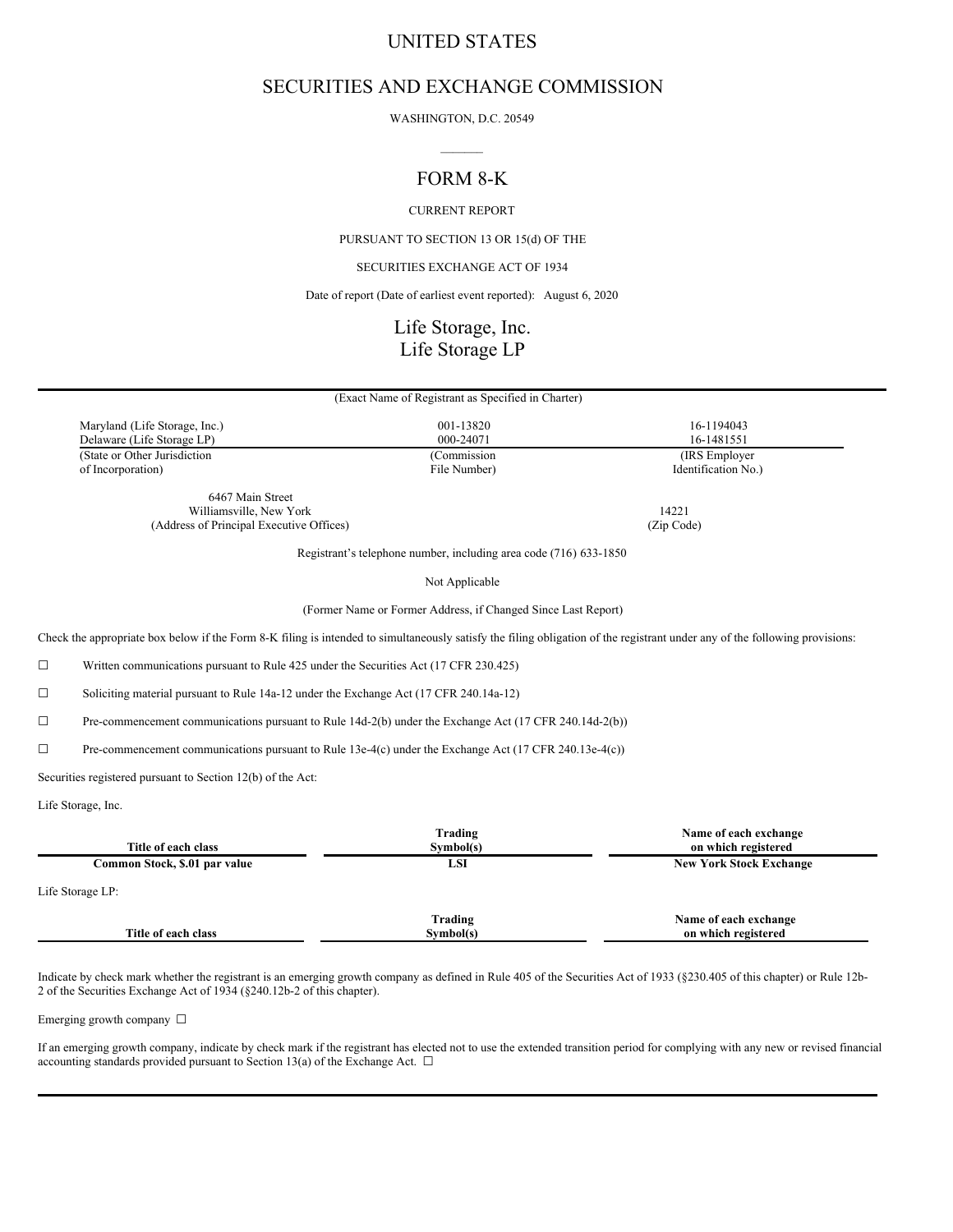# UNITED STATES

# SECURITIES AND EXCHANGE COMMISSION

WASHINGTON, D.C. 20549

## FORM 8-K

CURRENT REPORT

PURSUANT TO SECTION 13 OR 15(d) OF THE

SECURITIES EXCHANGE ACT OF 1934

Date of report (Date of earliest event reported): August 6, 2020

## Life Storage, Inc.
## Life Storage LP

(Exact Name of Registrant as Specified in Charter)

| (State or Other Jurisdiction of Incorporation) | (Commission File Number) | (IRS Employer Identification No.) |
|---|---|---|
| Maryland (Life Storage, Inc.) | 001-13820 | 16-1194043 |
| Delaware (Life Storage LP) | 000-24071 | 16-1481551 |

6467 Main Street
Williamsville, New York 14221
(Address of Principal Executive Offices) (Zip Code)

Registrant's telephone number, including area code (716) 633-1850

Not Applicable

(Former Name or Former Address, if Changed Since Last Report)

Check the appropriate box below if the Form 8-K filing is intended to simultaneously satisfy the filing obligation of the registrant under any of the following provisions:

☐ Written communications pursuant to Rule 425 under the Securities Act (17 CFR 230.425)

☐ Soliciting material pursuant to Rule 14a-12 under the Exchange Act (17 CFR 240.14a-12)

☐ Pre-commencement communications pursuant to Rule 14d-2(b) under the Exchange Act (17 CFR 240.14d-2(b))

☐ Pre-commencement communications pursuant to Rule 13e-4(c) under the Exchange Act (17 CFR 240.13e-4(c))

Securities registered pursuant to Section 12(b) of the Act:

Life Storage, Inc.

| Title of each class | Trading Symbol(s) | Name of each exchange on which registered |
|---|---|---|
| **Common Stock, $.01 par value** | **LSI** | **New York Stock Exchange** |

Life Storage LP:

| Title of each class | Trading Symbol(s) | Name of each exchange on which registered |
|---|---|---|

Indicate by check mark whether the registrant is an emerging growth company as defined in Rule 405 of the Securities Act of 1933 (§230.405 of this chapter) or Rule 12b-2 of the Securities Exchange Act of 1934 (§240.12b-2 of this chapter).

Emerging growth company ☐

If an emerging growth company, indicate by check mark if the registrant has elected not to use the extended transition period for complying with any new or revised financial accounting standards provided pursuant to Section 13(a) of the Exchange Act. ☐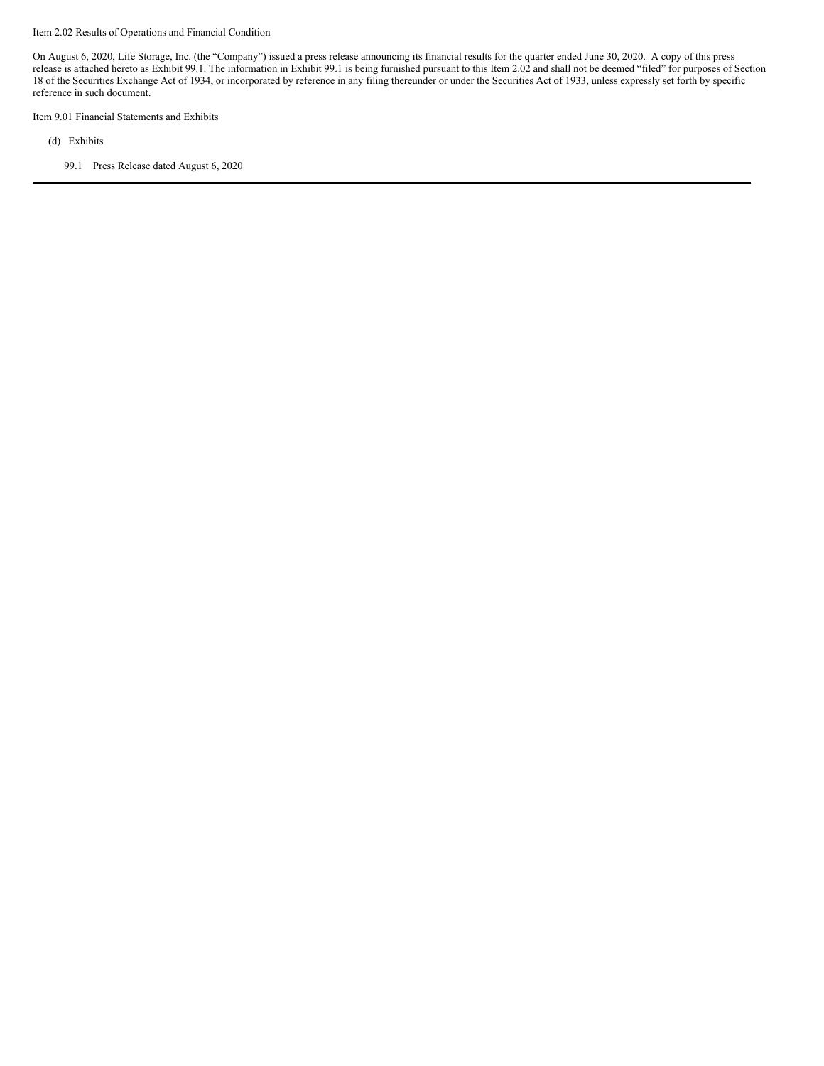Item 2.02 Results of Operations and Financial Condition

On August 6, 2020, Life Storage, Inc. (the "Company") issued a press release announcing its financial results for the quarter ended June 30, 2020. A copy of this press release is attached hereto as Exhibit 99.1. The information in Exhibit 99.1 is being furnished pursuant to this Item 2.02 and shall not be deemed "filed" for purposes of Section 18 of the Securities Exchange Act of 1934, or incorporated by reference in any filing thereunder or under the Securities Act of 1933, unless expressly set forth by specific reference in such document.

Item 9.01 Financial Statements and Exhibits

(d) Exhibits

99.1 Press Release dated August 6, 2020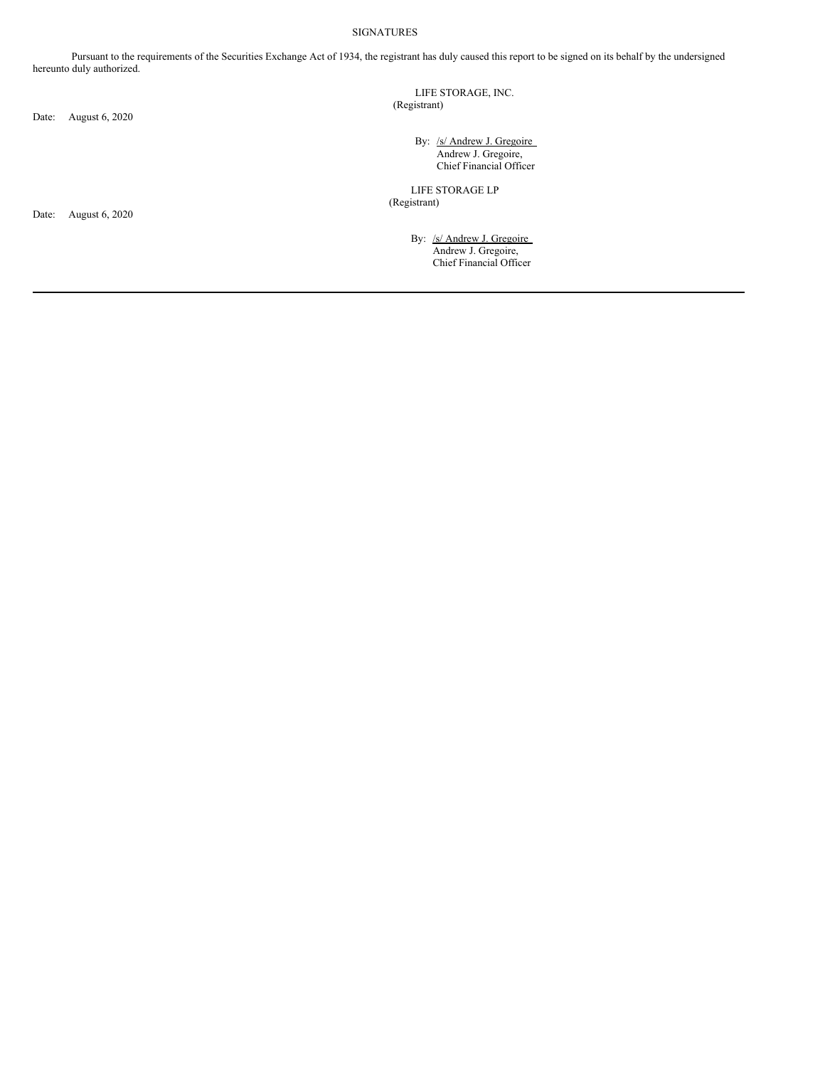SIGNATURES

Pursuant to the requirements of the Securities Exchange Act of 1934, the registrant has duly caused this report to be signed on its behalf by the undersigned hereunto duly authorized.

LIFE STORAGE, INC.
(Registrant)

Date: August 6, 2020

By: /s/ Andrew J. Gregoire
Andrew J. Gregoire,
Chief Financial Officer

LIFE STORAGE LP
(Registrant)

Date: August 6, 2020

By: /s/ Andrew J. Gregoire
Andrew J. Gregoire,
Chief Financial Officer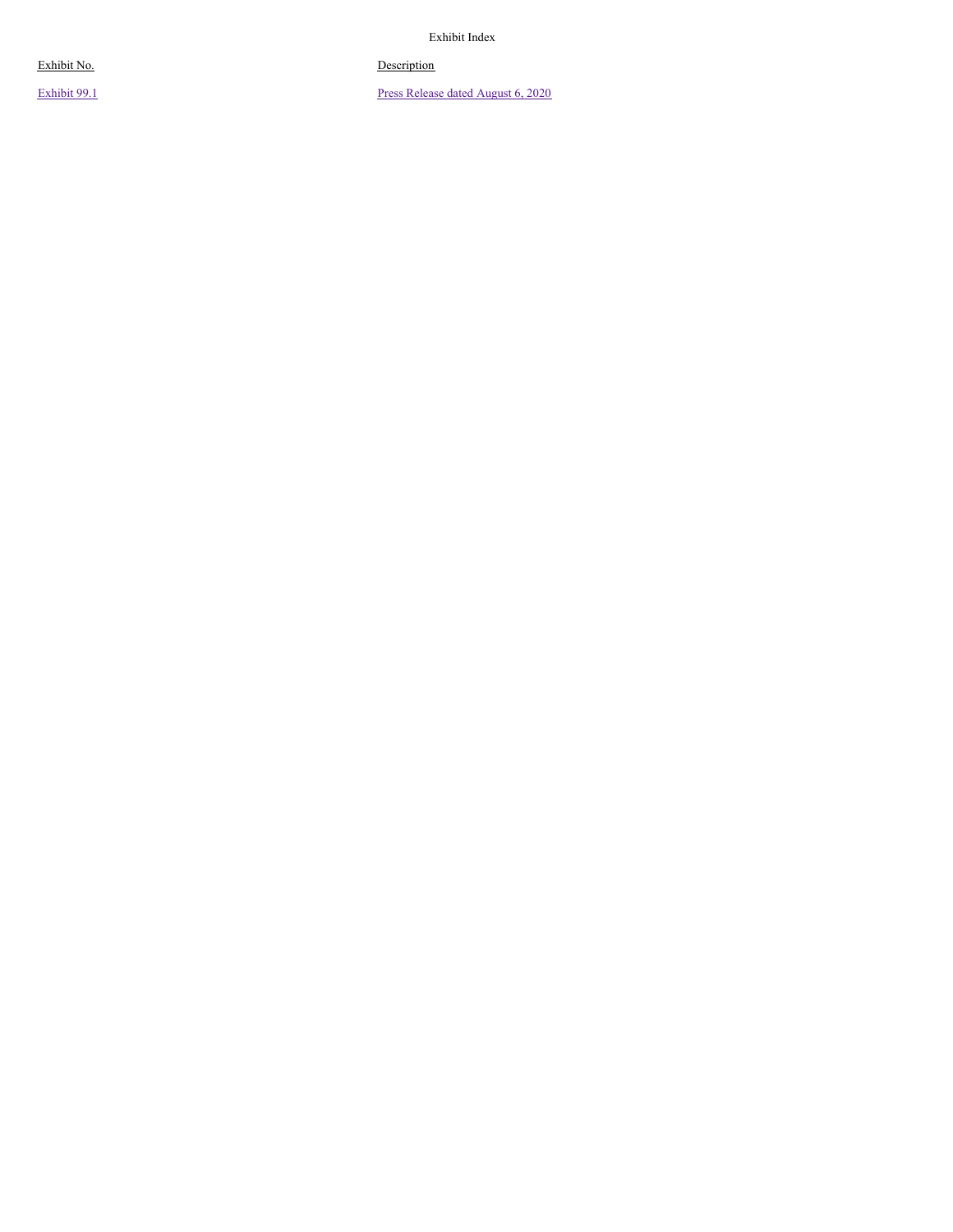Exhibit Index

| Exhibit No. | Description |
| --- | --- |
| Exhibit 99.1 | Press Release dated August 6, 2020 |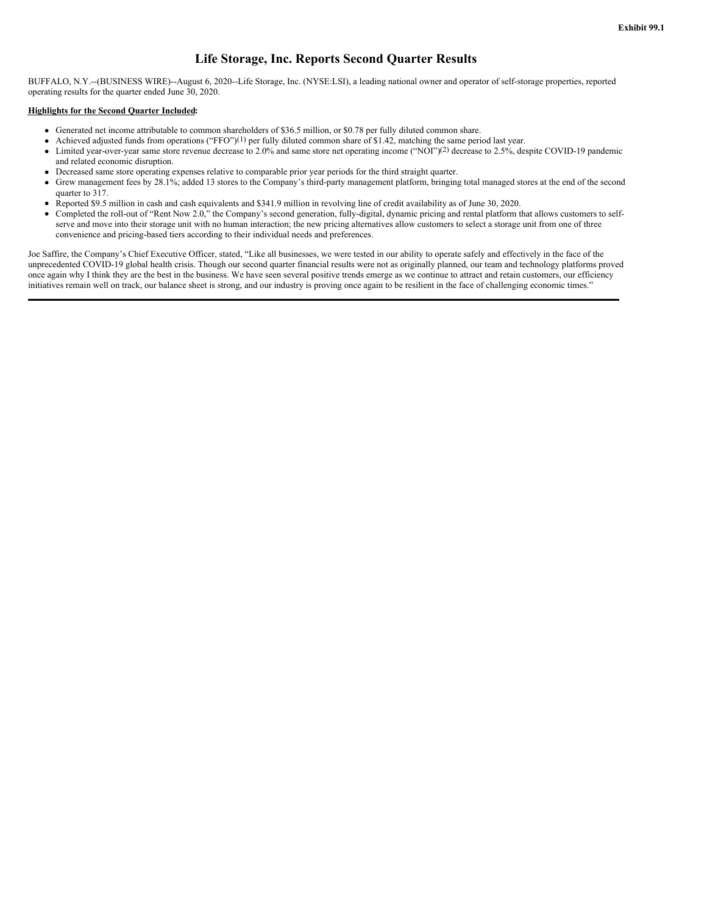Exhibit 99.1

# Life Storage, Inc. Reports Second Quarter Results

BUFFALO, N.Y.--(BUSINESS WIRE)--August 6, 2020--Life Storage, Inc. (NYSE:LSI), a leading national owner and operator of self-storage properties, reported operating results for the quarter ended June 30, 2020.

**Highlights for the Second Quarter Included:**

- Generated net income attributable to common shareholders of $36.5 million, or $0.78 per fully diluted common share.
- Achieved adjusted funds from operations ("FFO")(1) per fully diluted common share of $1.42, matching the same period last year.
- Limited year-over-year same store revenue decrease to 2.0% and same store net operating income ("NOI")(2) decrease to 2.5%, despite COVID-19 pandemic and related economic disruption.
- Decreased same store operating expenses relative to comparable prior year periods for the third straight quarter.
- Grew management fees by 28.1%; added 13 stores to the Company's third-party management platform, bringing total managed stores at the end of the second quarter to 317.
- Reported $9.5 million in cash and cash equivalents and $341.9 million in revolving line of credit availability as of June 30, 2020.
- Completed the roll-out of "Rent Now 2.0," the Company's second generation, fully-digital, dynamic pricing and rental platform that allows customers to self-serve and move into their storage unit with no human interaction; the new pricing alternatives allow customers to select a storage unit from one of three convenience and pricing-based tiers according to their individual needs and preferences.

Joe Saffire, the Company's Chief Executive Officer, stated, "Like all businesses, we were tested in our ability to operate safely and effectively in the face of the unprecedented COVID-19 global health crisis. Though our second quarter financial results were not as originally planned, our team and technology platforms proved once again why I think they are the best in the business. We have seen several positive trends emerge as we continue to attract and retain customers, our efficiency initiatives remain well on track, our balance sheet is strong, and our industry is proving once again to be resilient in the face of challenging economic times."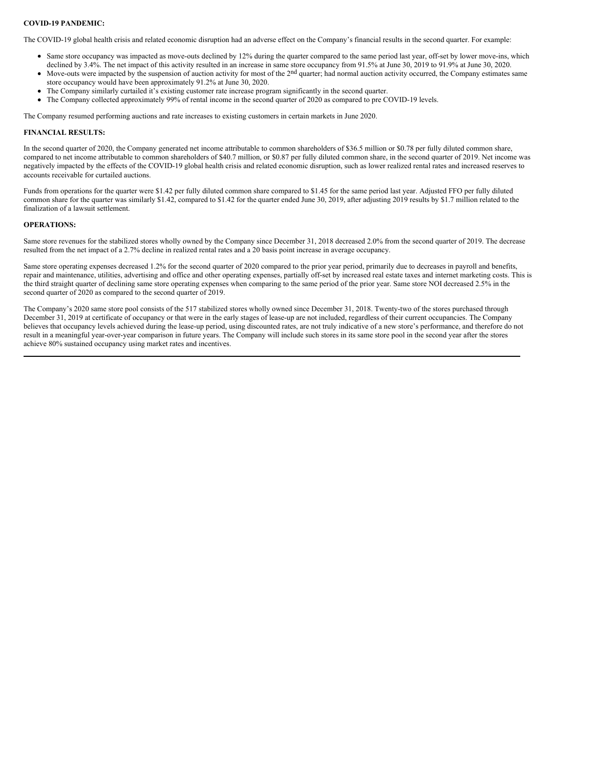**COVID-19 PANDEMIC:**

The COVID-19 global health crisis and related economic disruption had an adverse effect on the Company's financial results in the second quarter. For example:

- Same store occupancy was impacted as move-outs declined by 12% during the quarter compared to the same period last year, off-set by lower move-ins, which declined by 3.4%. The net impact of this activity resulted in an increase in same store occupancy from 91.5% at June 30, 2019 to 91.9% at June 30, 2020.
- Move-outs were impacted by the suspension of auction activity for most of the 2nd quarter; had normal auction activity occurred, the Company estimates same store occupancy would have been approximately 91.2% at June 30, 2020.
- The Company similarly curtailed it's existing customer rate increase program significantly in the second quarter.
- The Company collected approximately 99% of rental income in the second quarter of 2020 as compared to pre COVID-19 levels.

The Company resumed performing auctions and rate increases to existing customers in certain markets in June 2020.

**FINANCIAL RESULTS:**

In the second quarter of 2020, the Company generated net income attributable to common shareholders of $36.5 million or $0.78 per fully diluted common share, compared to net income attributable to common shareholders of $40.7 million, or $0.87 per fully diluted common share, in the second quarter of 2019. Net income was negatively impacted by the effects of the COVID-19 global health crisis and related economic disruption, such as lower realized rental rates and increased reserves to accounts receivable for curtailed auctions.

Funds from operations for the quarter were $1.42 per fully diluted common share compared to $1.45 for the same period last year. Adjusted FFO per fully diluted common share for the quarter was similarly $1.42, compared to $1.42 for the quarter ended June 30, 2019, after adjusting 2019 results by $1.7 million related to the finalization of a lawsuit settlement.

**OPERATIONS:**

Same store revenues for the stabilized stores wholly owned by the Company since December 31, 2018 decreased 2.0% from the second quarter of 2019. The decrease resulted from the net impact of a 2.7% decline in realized rental rates and a 20 basis point increase in average occupancy.

Same store operating expenses decreased 1.2% for the second quarter of 2020 compared to the prior year period, primarily due to decreases in payroll and benefits, repair and maintenance, utilities, advertising and office and other operating expenses, partially off-set by increased real estate taxes and internet marketing costs. This is the third straight quarter of declining same store operating expenses when comparing to the same period of the prior year. Same store NOI decreased 2.5% in the second quarter of 2020 as compared to the second quarter of 2019.

The Company's 2020 same store pool consists of the 517 stabilized stores wholly owned since December 31, 2018. Twenty-two of the stores purchased through December 31, 2019 at certificate of occupancy or that were in the early stages of lease-up are not included, regardless of their current occupancies. The Company believes that occupancy levels achieved during the lease-up period, using discounted rates, are not truly indicative of a new store's performance, and therefore do not result in a meaningful year-over-year comparison in future years. The Company will include such stores in its same store pool in the second year after the stores achieve 80% sustained occupancy using market rates and incentives.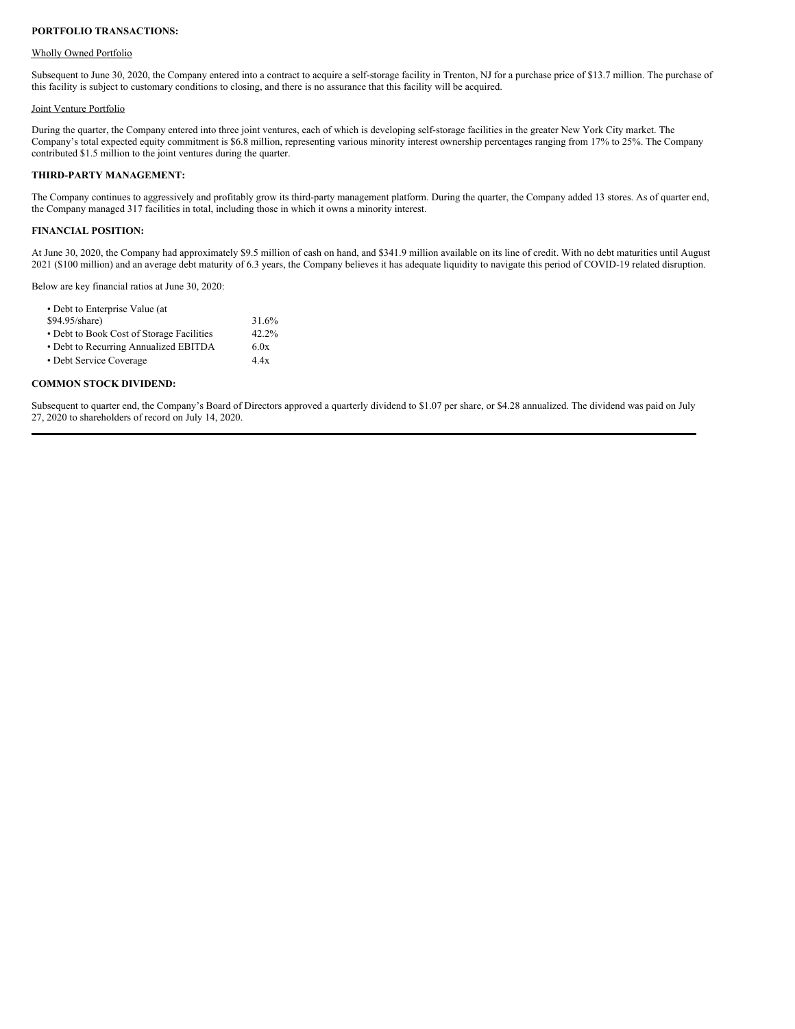**PORTFOLIO TRANSACTIONS:**

Wholly Owned Portfolio

Subsequent to June 30, 2020, the Company entered into a contract to acquire a self-storage facility in Trenton, NJ for a purchase price of $13.7 million. The purchase of this facility is subject to customary conditions to closing, and there is no assurance that this facility will be acquired.

Joint Venture Portfolio

During the quarter, the Company entered into three joint ventures, each of which is developing self-storage facilities in the greater New York City market. The Company's total expected equity commitment is $6.8 million, representing various minority interest ownership percentages ranging from 17% to 25%. The Company contributed $1.5 million to the joint ventures during the quarter.

**THIRD-PARTY MANAGEMENT:**

The Company continues to aggressively and profitably grow its third-party management platform. During the quarter, the Company added 13 stores. As of quarter end, the Company managed 317 facilities in total, including those in which it owns a minority interest.

**FINANCIAL POSITION:**

At June 30, 2020, the Company had approximately $9.5 million of cash on hand, and $341.9 million available on its line of credit. With no debt maturities until August 2021 ($100 million) and an average debt maturity of 6.3 years, the Company believes it has adequate liquidity to navigate this period of COVID-19 related disruption.

Below are key financial ratios at June 30, 2020:

| | |
|---|---|
| • Debt to Enterprise Value (at $94.95/share) | 31.6% |
| • Debt to Book Cost of Storage Facilities | 42.2% |
| • Debt to Recurring Annualized EBITDA | 6.0x |
| • Debt Service Coverage | 4.4x |

**COMMON STOCK DIVIDEND:**

Subsequent to quarter end, the Company's Board of Directors approved a quarterly dividend to $1.07 per share, or $4.28 annualized. The dividend was paid on July 27, 2020 to shareholders of record on July 14, 2020.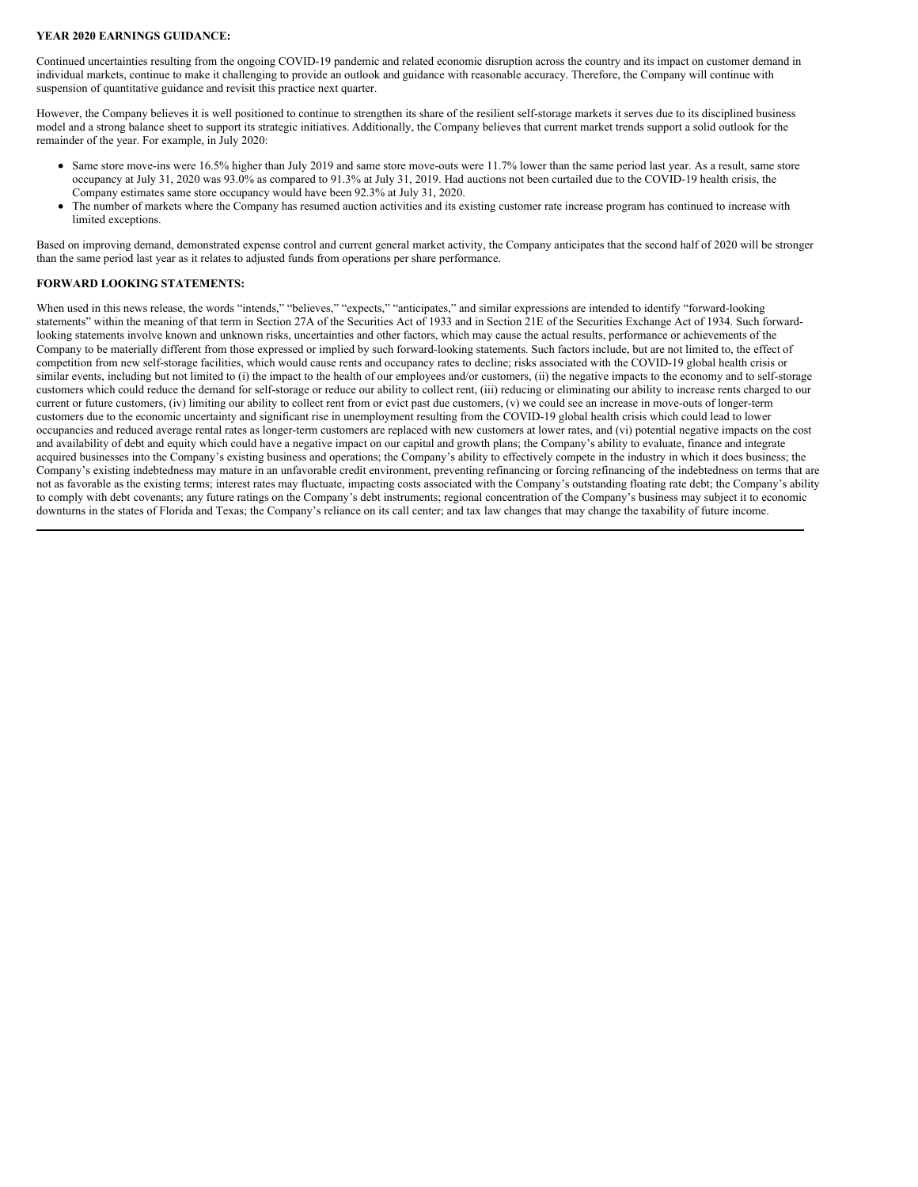**YEAR 2020 EARNINGS GUIDANCE:**

Continued uncertainties resulting from the ongoing COVID-19 pandemic and related economic disruption across the country and its impact on customer demand in individual markets, continue to make it challenging to provide an outlook and guidance with reasonable accuracy. Therefore, the Company will continue with suspension of quantitative guidance and revisit this practice next quarter.

However, the Company believes it is well positioned to continue to strengthen its share of the resilient self-storage markets it serves due to its disciplined business model and a strong balance sheet to support its strategic initiatives. Additionally, the Company believes that current market trends support a solid outlook for the remainder of the year. For example, in July 2020:

- Same store move-ins were 16.5% higher than July 2019 and same store move-outs were 11.7% lower than the same period last year. As a result, same store occupancy at July 31, 2020 was 93.0% as compared to 91.3% at July 31, 2019. Had auctions not been curtailed due to the COVID-19 health crisis, the Company estimates same store occupancy would have been 92.3% at July 31, 2020.
- The number of markets where the Company has resumed auction activities and its existing customer rate increase program has continued to increase with limited exceptions.

Based on improving demand, demonstrated expense control and current general market activity, the Company anticipates that the second half of 2020 will be stronger than the same period last year as it relates to adjusted funds from operations per share performance.

**FORWARD LOOKING STATEMENTS:**

When used in this news release, the words "intends," "believes," "expects," "anticipates," and similar expressions are intended to identify "forward-looking statements" within the meaning of that term in Section 27A of the Securities Act of 1933 and in Section 21E of the Securities Exchange Act of 1934. Such forward-looking statements involve known and unknown risks, uncertainties and other factors, which may cause the actual results, performance or achievements of the Company to be materially different from those expressed or implied by such forward-looking statements. Such factors include, but are not limited to, the effect of competition from new self-storage facilities, which would cause rents and occupancy rates to decline; risks associated with the COVID-19 global health crisis or similar events, including but not limited to (i) the impact to the health of our employees and/or customers, (ii) the negative impacts to the economy and to self-storage customers which could reduce the demand for self-storage or reduce our ability to collect rent, (iii) reducing or eliminating our ability to increase rents charged to our current or future customers, (iv) limiting our ability to collect rent from or evict past due customers, (v) we could see an increase in move-outs of longer-term customers due to the economic uncertainty and significant rise in unemployment resulting from the COVID-19 global health crisis which could lead to lower occupancies and reduced average rental rates as longer-term customers are replaced with new customers at lower rates, and (vi) potential negative impacts on the cost and availability of debt and equity which could have a negative impact on our capital and growth plans; the Company's ability to evaluate, finance and integrate acquired businesses into the Company's existing business and operations; the Company's ability to effectively compete in the industry in which it does business; the Company's existing indebtedness may mature in an unfavorable credit environment, preventing refinancing or forcing refinancing of the indebtedness on terms that are not as favorable as the existing terms; interest rates may fluctuate, impacting costs associated with the Company's outstanding floating rate debt; the Company's ability to comply with debt covenants; any future ratings on the Company's debt instruments; regional concentration of the Company's business may subject it to economic downturns in the states of Florida and Texas; the Company's reliance on its call center; and tax law changes that may change the taxability of future income.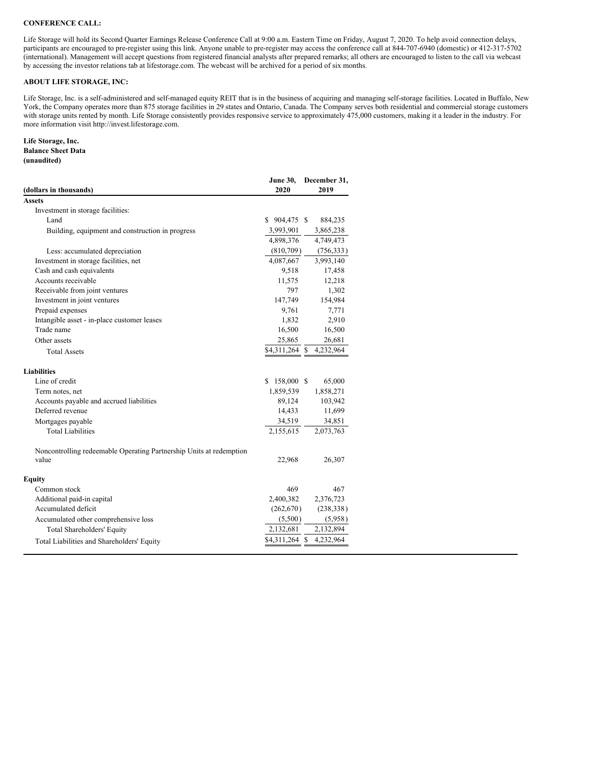**CONFERENCE CALL:**

Life Storage will hold its Second Quarter Earnings Release Conference Call at 9:00 a.m. Eastern Time on Friday, August 7, 2020. To help avoid connection delays, participants are encouraged to pre-register using this link. Anyone unable to pre-register may access the conference call at 844-707-6940 (domestic) or 412-317-5702 (international). Management will accept questions from registered financial analysts after prepared remarks; all others are encouraged to listen to the call via webcast by accessing the investor relations tab at lifestorage.com. The webcast will be archived for a period of six months.

**ABOUT LIFE STORAGE, INC:**

Life Storage, Inc. is a self-administered and self-managed equity REIT that is in the business of acquiring and managing self-storage facilities. Located in Buffalo, New York, the Company operates more than 875 storage facilities in 29 states and Ontario, Canada. The Company serves both residential and commercial storage customers with storage units rented by month. Life Storage consistently provides responsive service to approximately 475,000 customers, making it a leader in the industry. For more information visit http://invest.lifestorage.com.

**Life Storage, Inc.**
**Balance Sheet Data**
**(unaudited)**

| (dollars in thousands) | June 30, 2020 | December 31, 2019 |
|---|---|---|
| **Assets** | | |
| Investment in storage facilities: | | |
| Land | $ 904,475 | $ 884,235 |
| Building, equipment and construction in progress | 3,993,901 | 3,865,238 |
| | 4,898,376 | 4,749,473 |
| Less: accumulated depreciation | (810,709) | (756,333) |
| Investment in storage facilities, net | 4,087,667 | 3,993,140 |
| Cash and cash equivalents | 9,518 | 17,458 |
| Accounts receivable | 11,575 | 12,218 |
| Receivable from joint ventures | 797 | 1,302 |
| Investment in joint ventures | 147,749 | 154,984 |
| Prepaid expenses | 9,761 | 7,771 |
| Intangible asset - in-place customer leases | 1,832 | 2,910 |
| Trade name | 16,500 | 16,500 |
| Other assets | 25,865 | 26,681 |
| Total Assets | $4,311,264 | $ 4,232,964 |
| **Liabilities** | | |
| Line of credit | $ 158,000 | $ 65,000 |
| Term notes, net | 1,859,539 | 1,858,271 |
| Accounts payable and accrued liabilities | 89,124 | 103,942 |
| Deferred revenue | 14,433 | 11,699 |
| Mortgages payable | 34,519 | 34,851 |
| Total Liabilities | 2,155,615 | 2,073,763 |
| Noncontrolling redeemable Operating Partnership Units at redemption value | 22,968 | 26,307 |
| **Equity** | | |
| Common stock | 469 | 467 |
| Additional paid-in capital | 2,400,382 | 2,376,723 |
| Accumulated deficit | (262,670) | (238,338) |
| Accumulated other comprehensive loss | (5,500) | (5,958) |
| Total Shareholders' Equity | 2,132,681 | 2,132,894 |
| Total Liabilities and Shareholders' Equity | $4,311,264 | $ 4,232,964 |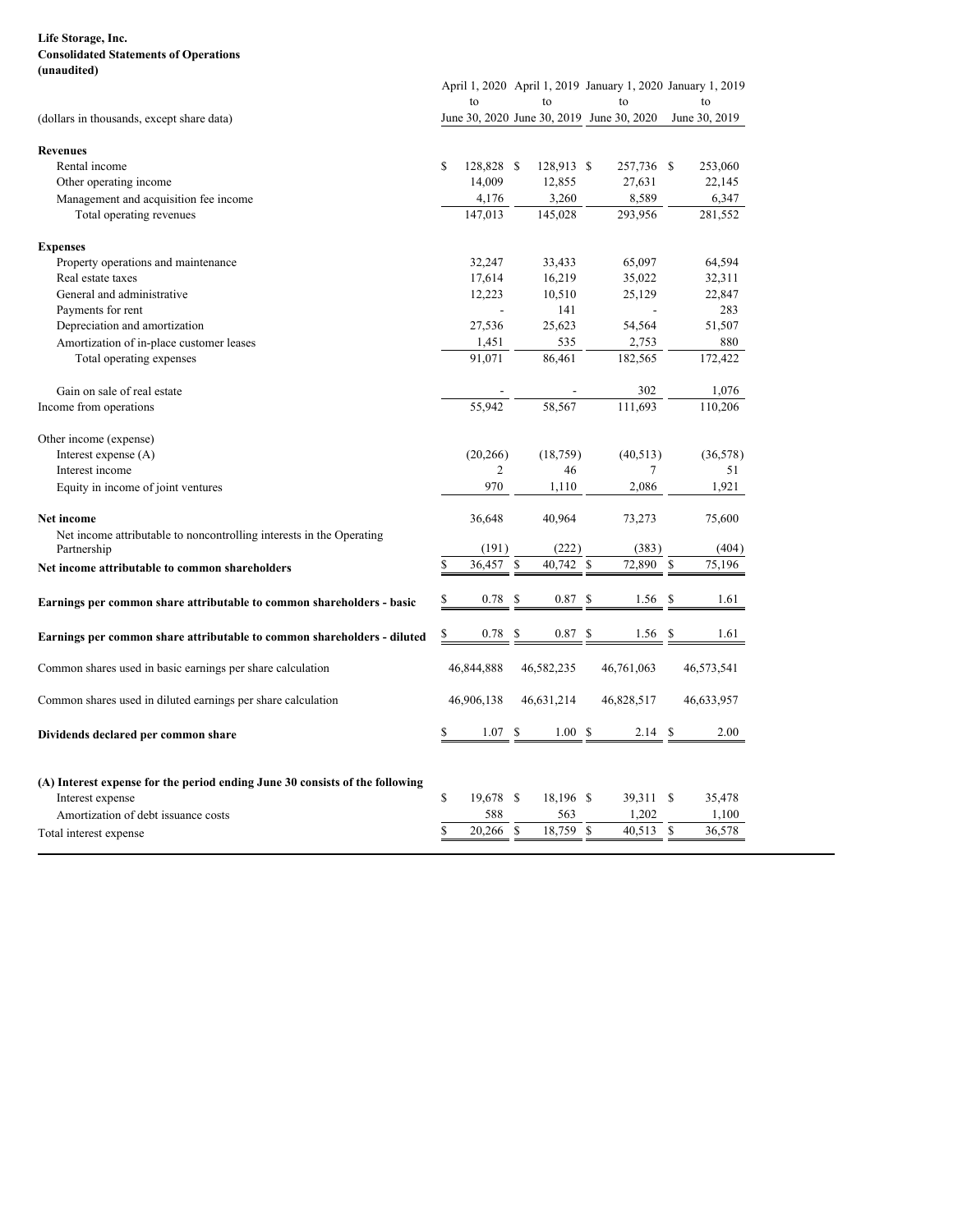**Life Storage, Inc.**
**Consolidated Statements of Operations**
**(unaudited)**

| (dollars in thousands, except share data) | April 1, 2020 to June 30, 2020 | April 1, 2019 to June 30, 2019 | January 1, 2020 to June 30, 2020 | January 1, 2019 to June 30, 2019 |
|---|---|---|---|---|
| **Revenues** | | | | |
| Rental income | $ 128,828 | $ 128,913 | $ 257,736 | $ 253,060 |
| Other operating income | 14,009 | 12,855 | 27,631 | 22,145 |
| Management and acquisition fee income | 4,176 | 3,260 | 8,589 | 6,347 |
| Total operating revenues | 147,013 | 145,028 | 293,956 | 281,552 |
| **Expenses** | | | | |
| Property operations and maintenance | 32,247 | 33,433 | 65,097 | 64,594 |
| Real estate taxes | 17,614 | 16,219 | 35,022 | 32,311 |
| General and administrative | 12,223 | 10,510 | 25,129 | 22,847 |
| Payments for rent | - | 141 | - | 283 |
| Depreciation and amortization | 27,536 | 25,623 | 54,564 | 51,507 |
| Amortization of in-place customer leases | 1,451 | 535 | 2,753 | 880 |
| Total operating expenses | 91,071 | 86,461 | 182,565 | 172,422 |
| Gain on sale of real estate | - | - | 302 | 1,076 |
| Income from operations | 55,942 | 58,567 | 111,693 | 110,206 |
| Other income (expense) | | | | |
| Interest expense (A) | (20,266) | (18,759) | (40,513) | (36,578) |
| Interest income | 2 | 46 | 7 | 51 |
| Equity in income of joint ventures | 970 | 1,110 | 2,086 | 1,921 |
| **Net income** | 36,648 | 40,964 | 73,273 | 75,600 |
| Net income attributable to noncontrolling interests in the Operating Partnership | (191) | (222) | (383) | (404) |
| **Net income attributable to common shareholders** | $ 36,457 | $ 40,742 | $ 72,890 | $ 75,196 |
| **Earnings per common share attributable to common shareholders - basic** | $ 0.78 | $ 0.87 | $ 1.56 | $ 1.61 |
| **Earnings per common share attributable to common shareholders - diluted** | $ 0.78 | $ 0.87 | $ 1.56 | $ 1.61 |
| Common shares used in basic earnings per share calculation | 46,844,888 | 46,582,235 | 46,761,063 | 46,573,541 |
| Common shares used in diluted earnings per share calculation | 46,906,138 | 46,631,214 | 46,828,517 | 46,633,957 |
| **Dividends declared per common share** | $ 1.07 | $ 1.00 | $ 2.14 | $ 2.00 |
| **(A) Interest expense for the period ending June 30 consists of the following** | | | | |
| Interest expense | $ 19,678 | $ 18,196 | $ 39,311 | $ 35,478 |
| Amortization of debt issuance costs | 588 | 563 | 1,202 | 1,100 |
| Total interest expense | $ 20,266 | $ 18,759 | $ 40,513 | $ 36,578 |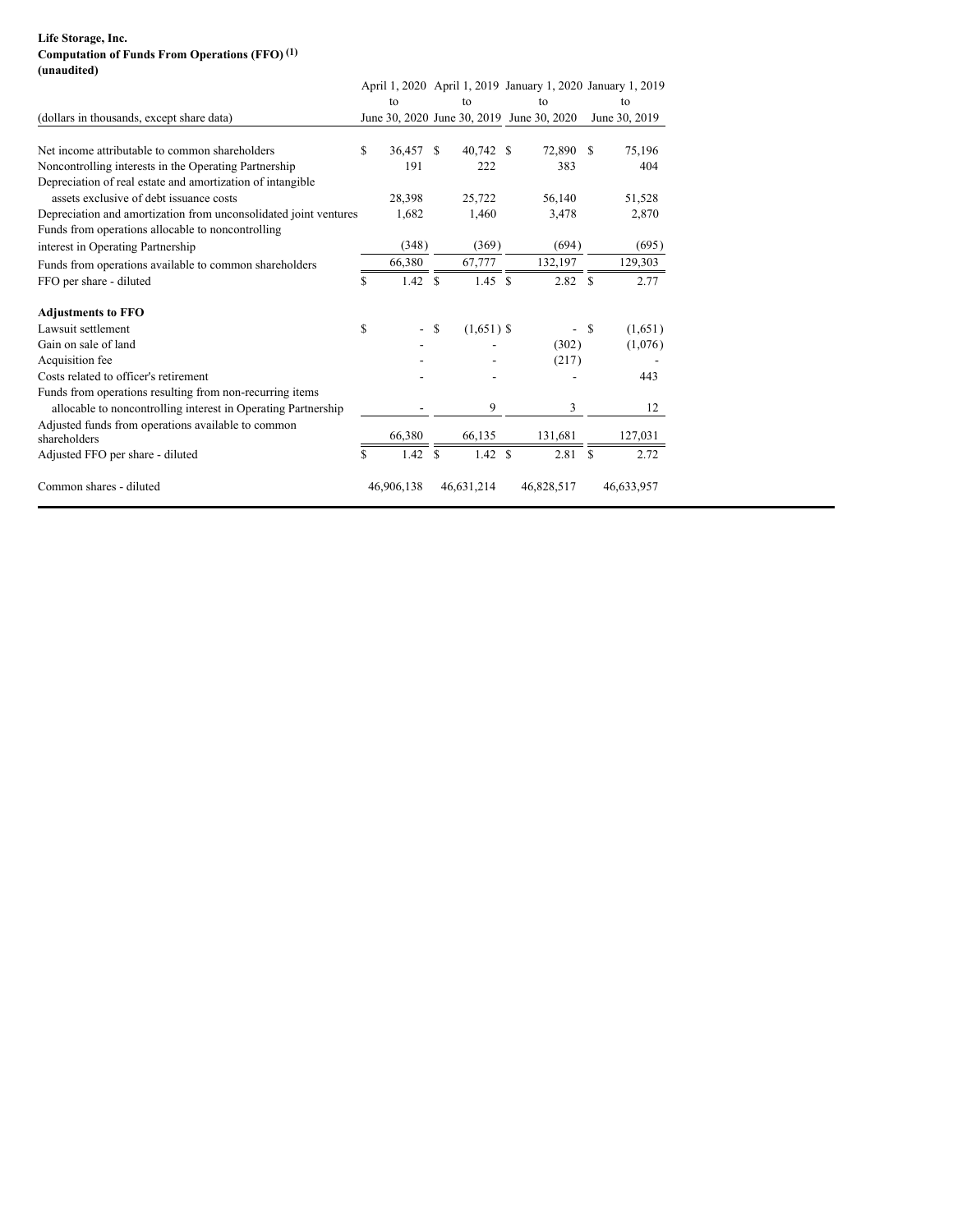**Life Storage, Inc.**
**Computation of Funds From Operations (FFO) (1)**
**(unaudited)**

| (dollars in thousands, except share data) | April 1, 2020 to June 30, 2020 | April 1, 2019 to June 30, 2019 | January 1, 2020 to June 30, 2020 | January 1, 2019 to June 30, 2019 |
|---|---|---|---|---|
| Net income attributable to common shareholders | $ 36,457 | $ 40,742 | $ 72,890 | $ 75,196 |
| Noncontrolling interests in the Operating Partnership | 191 | 222 | 383 | 404 |
| Depreciation of real estate and amortization of intangible assets exclusive of debt issuance costs | 28,398 | 25,722 | 56,140 | 51,528 |
| Depreciation and amortization from unconsolidated joint ventures | 1,682 | 1,460 | 3,478 | 2,870 |
| Funds from operations allocable to noncontrolling interest in Operating Partnership | (348) | (369) | (694) | (695) |
| Funds from operations available to common shareholders | 66,380 | 67,777 | 132,197 | 129,303 |
| FFO per share - diluted | $ 1.42 | $ 1.45 | $ 2.82 | $ 2.77 |
| **Adjustments to FFO** | | | | |
| Lawsuit settlement | $ - | $ (1,651) | $ - | $ (1,651) |
| Gain on sale of land | - | - | (302) | (1,076) |
| Acquisition fee | - | - | (217) | - |
| Costs related to officer's retirement | - | - | - | 443 |
| Funds from operations resulting from non-recurring items allocable to noncontrolling interest in Operating Partnership | - | 9 | 3 | 12 |
| Adjusted funds from operations available to common shareholders | 66,380 | 66,135 | 131,681 | 127,031 |
| Adjusted FFO per share - diluted | $ 1.42 | $ 1.42 | $ 2.81 | $ 2.72 |
| Common shares - diluted | 46,906,138 | 46,631,214 | 46,828,517 | 46,633,957 |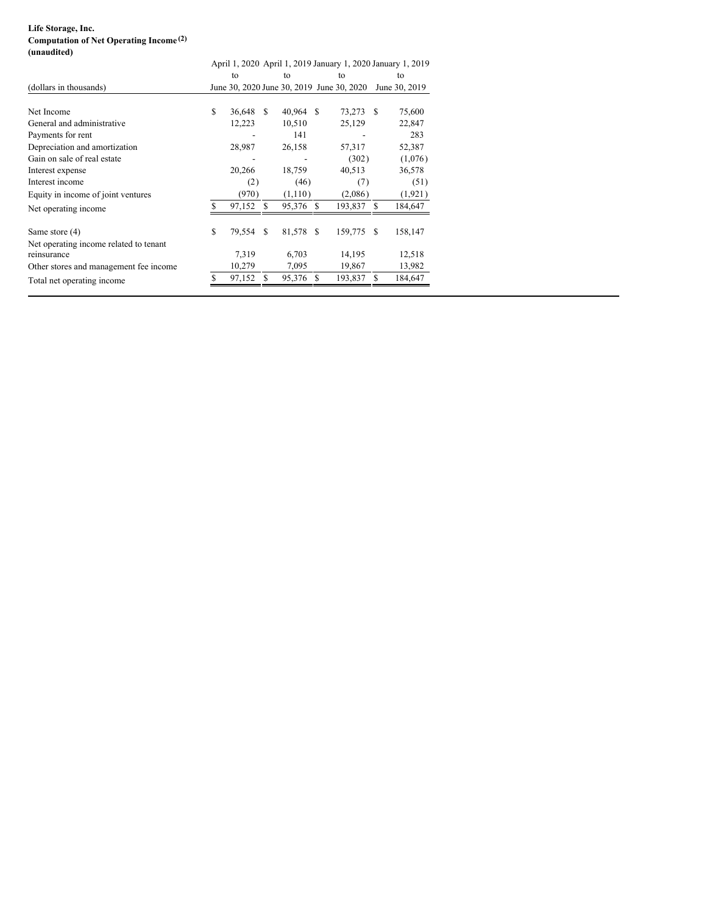**Life Storage, Inc.**
**Computation of Net Operating Income (2)**
**(unaudited)**

| (dollars in thousands) | April 1, 2020 to June 30, 2020 | April 1, 2019 to June 30, 2019 | January 1, 2020 to June 30, 2020 | January 1, 2019 to June 30, 2019 |
|---|---|---|---|---|
| Net Income | $ 36,648 | $ 40,964 | $ 73,273 | $ 75,600 |
| General and administrative | 12,223 | 10,510 | 25,129 | 22,847 |
| Payments for rent | - | 141 | - | 283 |
| Depreciation and amortization | 28,987 | 26,158 | 57,317 | 52,387 |
| Gain on sale of real estate | - | - | (302) | (1,076) |
| Interest expense | 20,266 | 18,759 | 40,513 | 36,578 |
| Interest income | (2) | (46) | (7) | (51) |
| Equity in income of joint ventures | (970) | (1,110) | (2,086) | (1,921) |
| Net operating income | $ 97,152 | $ 95,376 | $ 193,837 | $ 184,647 |
| | | | | |
| Same store (4) | $ 79,554 | $ 81,578 | $ 159,775 | $ 158,147 |
| Net operating income related to tenant reinsurance | 7,319 | 6,703 | 14,195 | 12,518 |
| Other stores and management fee income | 10,279 | 7,095 | 19,867 | 13,982 |
| Total net operating income | $ 97,152 | $ 95,376 | $ 193,837 | $ 184,647 |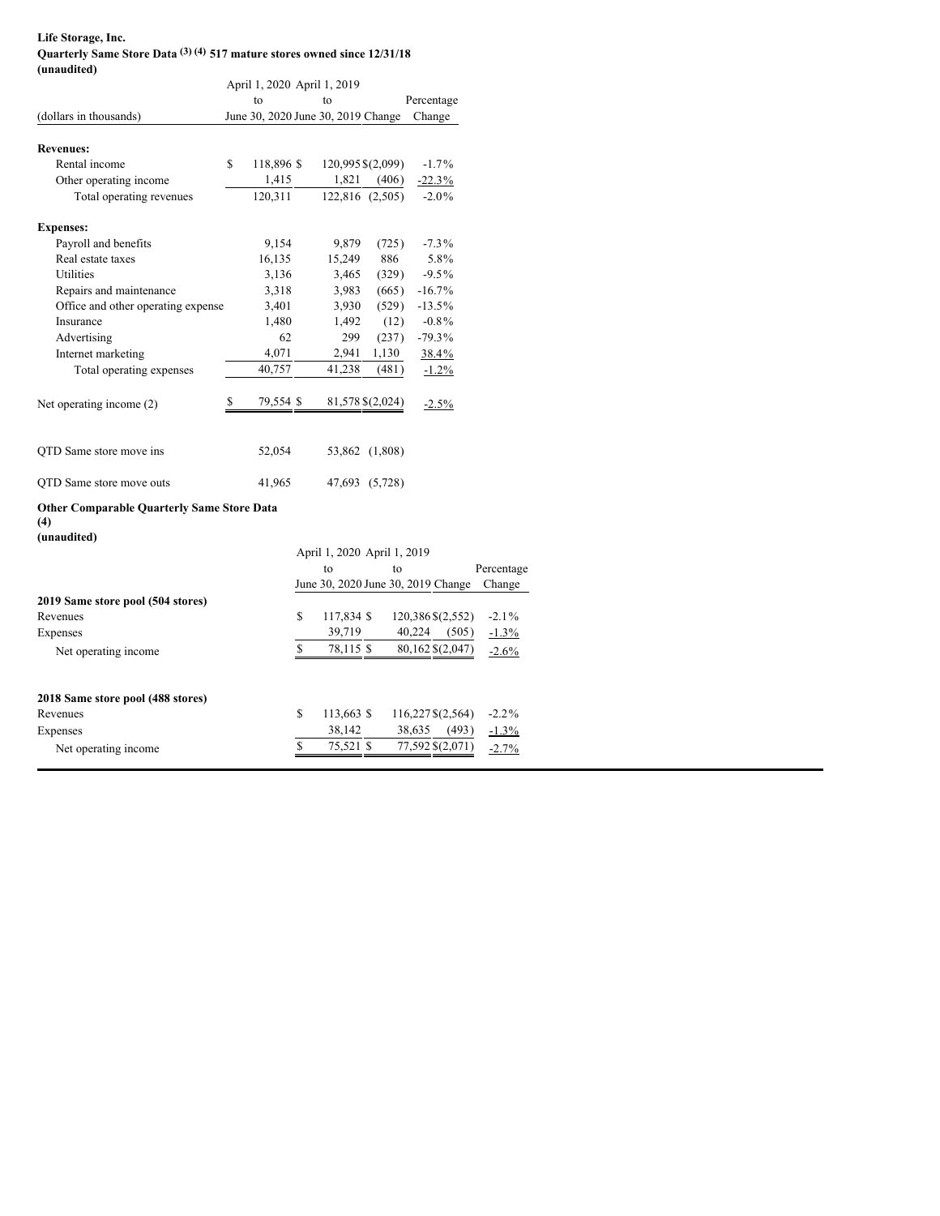**Life Storage, Inc.**
**Quarterly Same Store Data (3) (4) 517 mature stores owned since 12/31/18**
**(unaudited)**

| (dollars in thousands) | April 1, 2020 to June 30, 2020 | April 1, 2019 to June 30, 2019 | Change | Percentage Change |
|---|---|---|---|---|
| **Revenues:** | | | | |
| Rental income | $ 118,896 | $ 120,995 | $ (2,099) | -1.7% |
| Other operating income | 1,415 | 1,821 | (406) | -22.3% |
| Total operating revenues | 120,311 | 122,816 | (2,505) | -2.0% |
| **Expenses:** | | | | |
| Payroll and benefits | 9,154 | 9,879 | (725) | -7.3% |
| Real estate taxes | 16,135 | 15,249 | 886 | 5.8% |
| Utilities | 3,136 | 3,465 | (329) | -9.5% |
| Repairs and maintenance | 3,318 | 3,983 | (665) | -16.7% |
| Office and other operating expense | 3,401 | 3,930 | (529) | -13.5% |
| Insurance | 1,480 | 1,492 | (12) | -0.8% |
| Advertising | 62 | 299 | (237) | -79.3% |
| Internet marketing | 4,071 | 2,941 | 1,130 | 38.4% |
| Total operating expenses | 40,757 | 41,238 | (481) | -1.2% |
| Net operating income (2) | $ 79,554 | $ 81,578 | $ (2,024) | -2.5% |
| QTD Same store move ins | 52,054 | 53,862 | (1,808) | |
| QTD Same store move outs | 41,965 | 47,693 | (5,728) | |

**Other Comparable Quarterly Same Store Data (4)**
**(unaudited)**

| | April 1, 2020 to June 30, 2020 | April 1, 2019 to June 30, 2019 | Change | Percentage Change |
|---|---|---|---|---|
| **2019 Same store pool (504 stores)** | | | | |
| Revenues | $ 117,834 | $ 120,386 | $ (2,552) | -2.1% |
| Expenses | 39,719 | 40,224 | (505) | -1.3% |
| Net operating income | $ 78,115 | $ 80,162 | $ (2,047) | -2.6% |
| **2018 Same store pool (488 stores)** | | | | |
| Revenues | $ 113,663 | $ 116,227 | $ (2,564) | -2.2% |
| Expenses | 38,142 | 38,635 | (493) | -1.3% |
| Net operating income | $ 75,521 | $ 77,592 | $ (2,071) | -2.7% |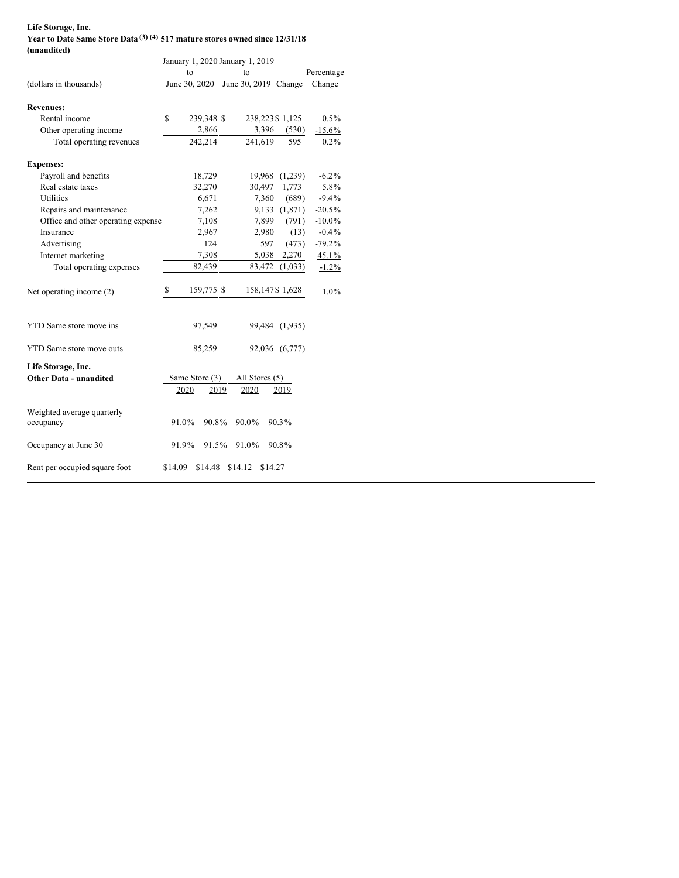**Life Storage, Inc.**
**Year to Date Same Store Data (3) (4) 517 mature stores owned since 12/31/18**
**(unaudited)**

| (dollars in thousands) | January 1, 2020 to June 30, 2020 | January 1, 2019 to June 30, 2019 | Change | Percentage Change |
|---|---|---|---|---|
| **Revenues:** | | | | |
| Rental income | $ 239,348 | $ 238,223 | $ 1,125 | 0.5% |
| Other operating income | 2,866 | 3,396 | (530) | -15.6% |
| Total operating revenues | 242,214 | 241,619 | 595 | 0.2% |
| **Expenses:** | | | | |
| Payroll and benefits | 18,729 | 19,968 | (1,239) | -6.2% |
| Real estate taxes | 32,270 | 30,497 | 1,773 | 5.8% |
| Utilities | 6,671 | 7,360 | (689) | -9.4% |
| Repairs and maintenance | 7,262 | 9,133 | (1,871) | -20.5% |
| Office and other operating expense | 7,108 | 7,899 | (791) | -10.0% |
| Insurance | 2,967 | 2,980 | (13) | -0.4% |
| Advertising | 124 | 597 | (473) | -79.2% |
| Internet marketing | 7,308 | 5,038 | 2,270 | 45.1% |
| Total operating expenses | 82,439 | 83,472 | (1,033) | -1.2% |
| Net operating income (2) | $ 159,775 | $ 158,147 | $ 1,628 | 1.0% |
| YTD Same store move ins | 97,549 | 99,484 | (1,935) | |
| YTD Same store move outs | 85,259 | 92,036 | (6,777) | |

**Life Storage, Inc.**
**Other Data - unaudited**

| | Same Store (3) | | All Stores (5) | |
|---|---|---|---|---|
| | 2020 | 2019 | 2020 | 2019 |
| Weighted average quarterly occupancy | 91.0% | 90.8% | 90.0% | 90.3% |
| Occupancy at June 30 | 91.9% | 91.5% | 91.0% | 90.8% |
| Rent per occupied square foot | $14.09 | $14.48 | $14.12 | $14.27 |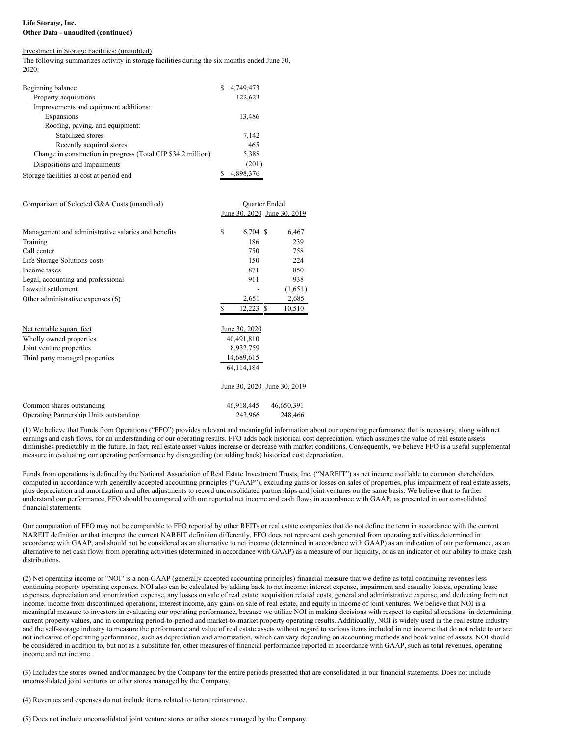**Life Storage, Inc.**
**Other Data - unaudited (continued)**

Investment in Storage Facilities: (unaudited)

The following summarizes activity in storage facilities during the six months ended June 30, 2020:

| | |
|---|---|
| Beginning balance | $ 4,749,473 |
| Property acquisitions | 122,623 |
| Improvements and equipment additions: | |
| Expansions | 13,486 |
| Roofing, paving, and equipment: | |
| Stabilized stores | 7,142 |
| Recently acquired stores | 465 |
| Change in construction in progress (Total CIP $34.2 million) | 5,388 |
| Dispositions and Impairments | (201) |
| Storage facilities at cost at period end | $ 4,898,376 |

| Comparison of Selected G&A Costs (unaudited) | Quarter Ended | |
|---|---|---|
| | June 30, 2020 | June 30, 2019 |
| Management and administrative salaries and benefits | $ 6,704 | $ 6,467 |
| Training | 186 | 239 |
| Call center | 750 | 758 |
| Life Storage Solutions costs | 150 | 224 |
| Income taxes | 871 | 850 |
| Legal, accounting and professional | 911 | 938 |
| Lawsuit settlement | - | (1,651) |
| Other administrative expenses (6) | 2,651 | 2,685 |
| | $ 12,223 | $ 10,510 |

| Net rentable square feet | June 30, 2020 |
|---|---|
| Wholly owned properties | 40,491,810 |
| Joint venture properties | 8,932,759 |
| Third party managed properties | 14,689,615 |
| | 64,114,184 |

| | June 30, 2020 | June 30, 2019 |
|---|---|---|
| Common shares outstanding | 46,918,445 | 46,650,391 |
| Operating Partnership Units outstanding | 243,966 | 248,466 |

(1) We believe that Funds from Operations ("FFO") provides relevant and meaningful information about our operating performance that is necessary, along with net earnings and cash flows, for an understanding of our operating results. FFO adds back historical cost depreciation, which assumes the value of real estate assets diminishes predictably in the future. In fact, real estate asset values increase or decrease with market conditions. Consequently, we believe FFO is a useful supplemental measure in evaluating our operating performance by disregarding (or adding back) historical cost depreciation.

Funds from operations is defined by the National Association of Real Estate Investment Trusts, Inc. ("NAREIT") as net income available to common shareholders computed in accordance with generally accepted accounting principles ("GAAP"), excluding gains or losses on sales of properties, plus impairment of real estate assets, plus depreciation and amortization and after adjustments to record unconsolidated partnerships and joint ventures on the same basis. We believe that to further understand our performance, FFO should be compared with our reported net income and cash flows in accordance with GAAP, as presented in our consolidated financial statements.

Our computation of FFO may not be comparable to FFO reported by other REITs or real estate companies that do not define the term in accordance with the current NAREIT definition or that interpret the current NAREIT definition differently. FFO does not represent cash generated from operating activities determined in accordance with GAAP, and should not be considered as an alternative to net income (determined in accordance with GAAP) as an indication of our performance, as an alternative to net cash flows from operating activities (determined in accordance with GAAP) as a measure of our liquidity, or as an indicator of our ability to make cash distributions.

(2) Net operating income or "NOI" is a non-GAAP (generally accepted accounting principles) financial measure that we define as total continuing revenues less continuing property operating expenses. NOI also can be calculated by adding back to net income: interest expense, impairment and casualty losses, operating lease expenses, depreciation and amortization expense, any losses on sale of real estate, acquisition related costs, general and administrative expense, and deducting from net income: income from discontinued operations, interest income, any gains on sale of real estate, and equity in income of joint ventures. We believe that NOI is a meaningful measure to investors in evaluating our operating performance, because we utilize NOI in making decisions with respect to capital allocations, in determining current property values, and in comparing period-to-period and market-to-market property operating results. Additionally, NOI is widely used in the real estate industry and the self-storage industry to measure the performance and value of real estate assets without regard to various items included in net income that do not relate to or are not indicative of operating performance, such as depreciation and amortization, which can vary depending on accounting methods and book value of assets. NOI should be considered in addition to, but not as a substitute for, other measures of financial performance reported in accordance with GAAP, such as total revenues, operating income and net income.

(3) Includes the stores owned and/or managed by the Company for the entire periods presented that are consolidated in our financial statements. Does not include unconsolidated joint ventures or other stores managed by the Company.

(4) Revenues and expenses do not include items related to tenant reinsurance.

(5) Does not include unconsolidated joint venture stores or other stores managed by the Company.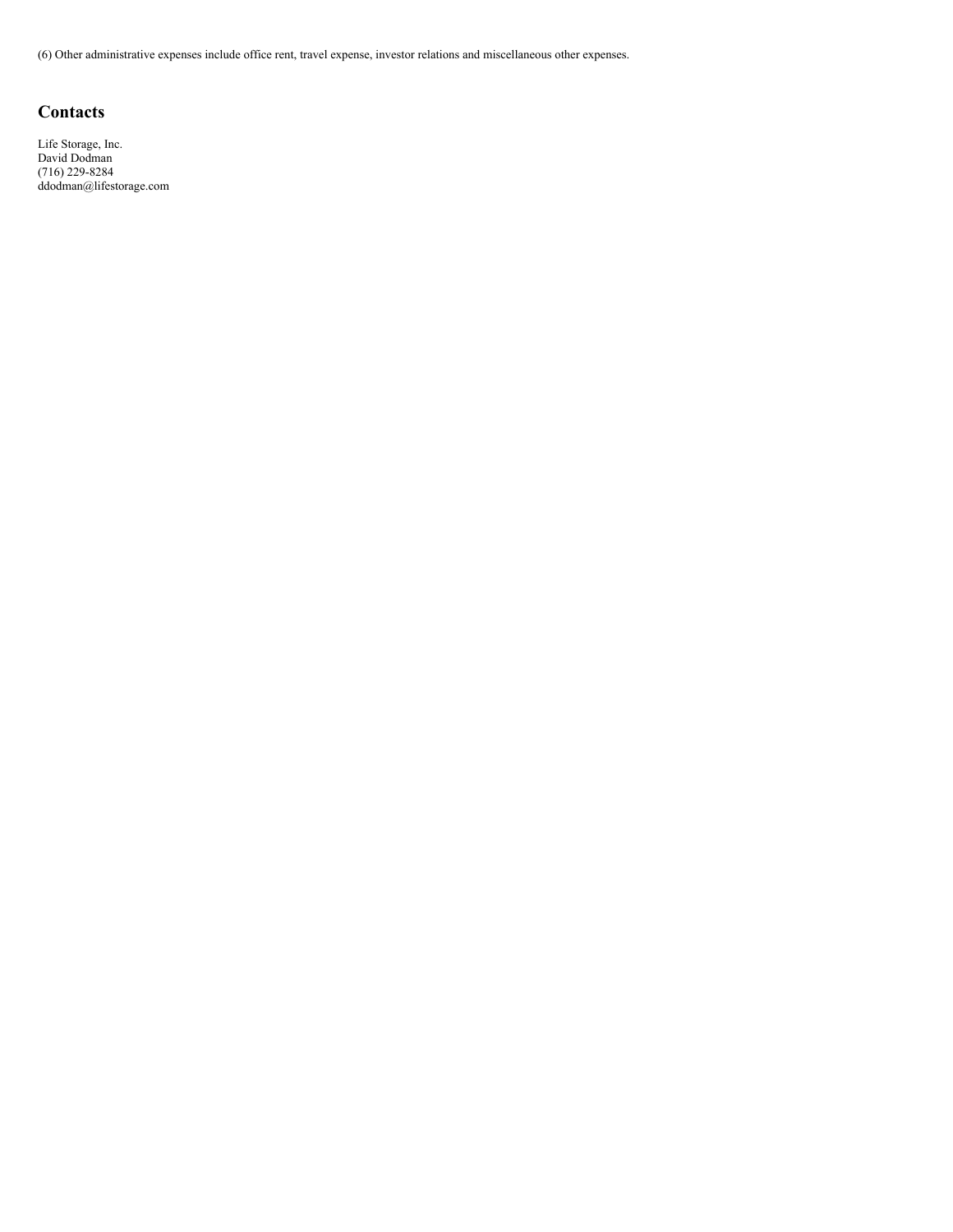(6) Other administrative expenses include office rent, travel expense, investor relations and miscellaneous other expenses.

## Contacts

Life Storage, Inc.
David Dodman
(716) 229-8284
ddodman@lifestorage.com